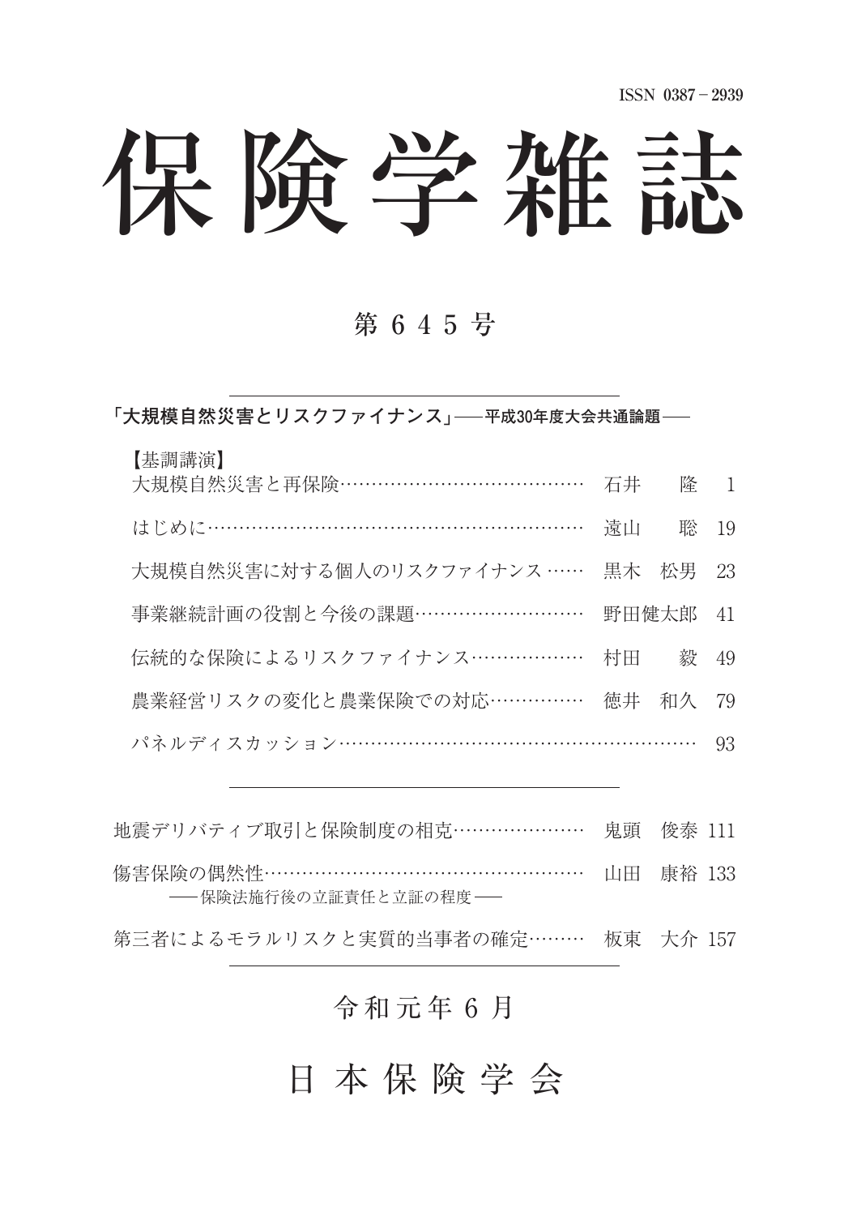ISSN 0387－2939

# 保険学雑誌

## 第645号

**「大規模自然災害とリスクファイナンス」──平成30年度大会共通論題──**

【基調講演】

| | | |
|---|---|---|
| 大規模自然災害と再保険 | 石井　隆 | 1 |
| はじめに | 遠山　聡 | 19 |
| 大規模自然災害に対する個人のリスクファイナンス | 黒木　松男 | 23 |
| 事業継続計画の役割と今後の課題 | 野田健太郎 | 41 |
| 伝統的な保険によるリスクファイナンス | 村田　毅 | 49 |
| 農業経営リスクの変化と農業保険での対応 | 徳井　和久 | 79 |
| パネルディスカッション | | 93 |

| | | |
|---|---|---|
| 地震デリバティブ取引と保険制度の相克 | 鬼頭　俊泰 | 111 |
| 傷害保険の偶然性──保険法施行後の立証責任と立証の程度── | 山田　康裕 | 133 |
| 第三者によるモラルリスクと実質的当事者の確定 | 板東　大介 | 157 |

令和元年6月

日本保険学会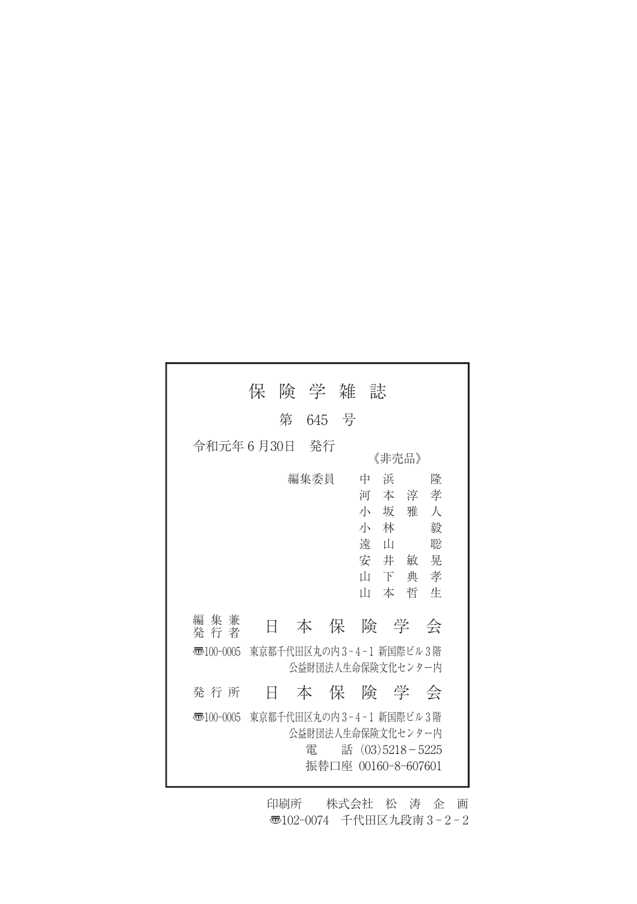# 保険学雑誌

第 645 号

令和元年6月30日　発行

《非売品》

編集委員　中浜　隆
河本淳孝
小坂雅人
小林　毅
遠山　聡
安井敏晃
山下典孝
山本哲生

編集兼発行者　日本保険学会

〒100-0005　東京都千代田区丸の内3-4-1 新国際ビル3階
公益財団法人生命保険文化センター内

発行所　日本保険学会

〒100-0005　東京都千代田区丸の内3-4-1 新国際ビル3階
公益財団法人生命保険文化センター内
電　話 (03)5218-5225
振替口座 00160-8-607601

印刷所　株式会社　松涛企画
〒102-0074　千代田区九段南3-2-2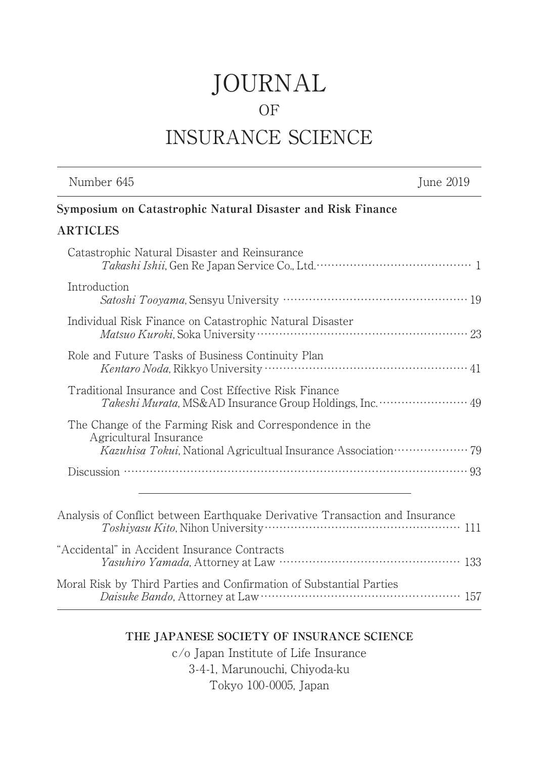# JOURNAL

## OF

# INSURANCE SCIENCE

Number 645 June 2019

**Symposium on Catastrophic Natural Disaster and Risk Finance**

**ARTICLES**

Catastrophic Natural Disaster and Reinsurance
*Takashi Ishii*, Gen Re Japan Service Co., Ltd. ······ 1

Introduction
*Satoshi Tooyama*, Sensyu University ······ 19

Individual Risk Finance on Catastrophic Natural Disaster
*Matsuo Kuroki*, Soka University ······ 23

Role and Future Tasks of Business Continuity Plan
*Kentaro Noda*, Rikkyo University ······ 41

Traditional Insurance and Cost Effective Risk Finance
*Takeshi Murata*, MS&AD Insurance Group Holdings, Inc. ······ 49

The Change of the Farming Risk and Correspondence in the Agricultural Insurance
*Kazuhisa Tokui*, National Agricultual Insurance Association ······ 79

Discussion ······ 93

---

Analysis of Conflict between Earthquake Derivative Transaction and Insurance
*Toshiyasu Kito*, Nihon University ······ 111

"Accidental" in Accident Insurance Contracts
*Yasuhiro Yamada*, Attorney at Law ······ 133

Moral Risk by Third Parties and Confirmation of Substantial Parties
*Daisuke Bando*, Attorney at Law ······ 157

---

**THE JAPANESE SOCIETY OF INSURANCE SCIENCE**

c/o Japan Institute of Life Insurance
3-4-1, Marunouchi, Chiyoda-ku
Tokyo 100-0005, Japan